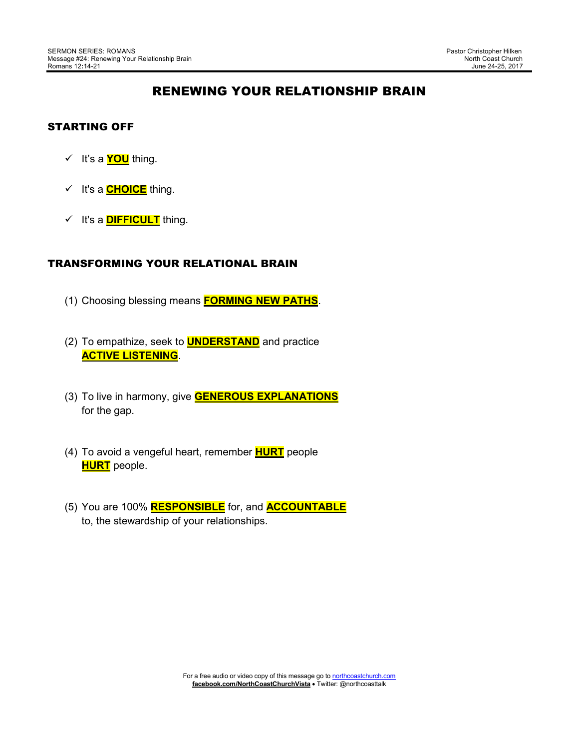SERMON SERIES: ROMANS
Message #24: Renewing Your Relationship Brain
Romans 12:14-21

Pastor Christopher Hilken
North Coast Church
June 24-25, 2017

# RENEWING YOUR RELATIONSHIP BRAIN

## STARTING OFF

- ✓ It's a **YOU** thing.
- ✓ It's a **CHOICE** thing.
- ✓ It's a **DIFFICULT** thing.

## TRANSFORMING YOUR RELATIONAL BRAIN

1. Choosing blessing means **FORMING NEW PATHS**.

2. To empathize, seek to **UNDERSTAND** and practice **ACTIVE LISTENING**.

3. To live in harmony, give **GENEROUS EXPLANATIONS** for the gap.

4. To avoid a vengeful heart, remember **HURT** people **HURT** people.

5. You are 100% **RESPONSIBLE** for, and **ACCOUNTABLE** to, the stewardship of your relationships.

For a free audio or video copy of this message go to northcoastchurch.com
**facebook.com/NorthCoastChurchVista** • Twitter: @northcoasttalk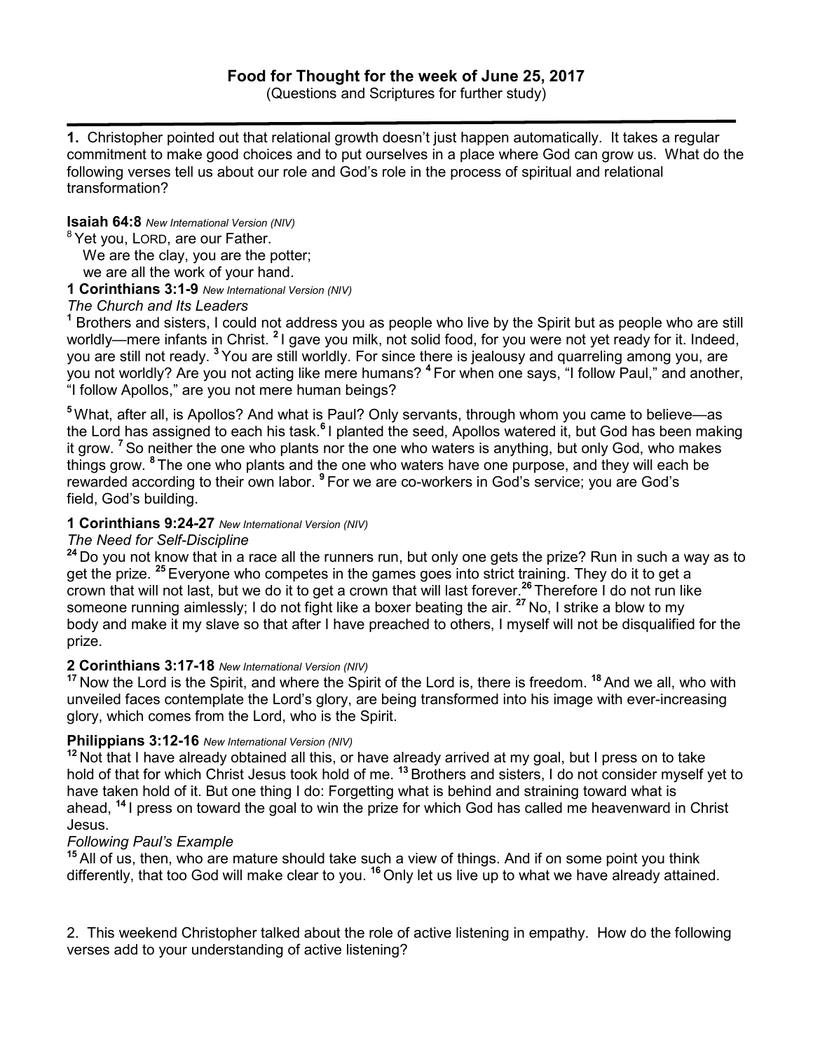# Food for Thought for the week of June 25, 2017

(Questions and Scriptures for further study)

---

**1.** Christopher pointed out that relational growth doesn't just happen automatically. It takes a regular commitment to make good choices and to put ourselves in a place where God can grow us. What do the following verses tell us about our role and God's role in the process of spiritual and relational transformation?

**Isaiah 64:8** *New International Version (NIV)*

[8] Yet you, LORD, are our Father.
We are the clay, you are the potter;
we are all the work of your hand.

**1 Corinthians 3:1-9** *New International Version (NIV)*

*The Church and Its Leaders*

[1] Brothers and sisters, I could not address you as people who live by the Spirit but as people who are still worldly—mere infants in Christ. [2] I gave you milk, not solid food, for you were not yet ready for it. Indeed, you are still not ready. [3] You are still worldly. For since there is jealousy and quarreling among you, are you not worldly? Are you not acting like mere humans? [4] For when one says, "I follow Paul," and another, "I follow Apollos," are you not mere human beings?

[5] What, after all, is Apollos? And what is Paul? Only servants, through whom you came to believe—as the Lord has assigned to each his task.[6] I planted the seed, Apollos watered it, but God has been making it grow. [7] So neither the one who plants nor the one who waters is anything, but only God, who makes things grow. [8] The one who plants and the one who waters have one purpose, and they will each be rewarded according to their own labor. [9] For we are co-workers in God's service; you are God's field, God's building.

**1 Corinthians 9:24-27** *New International Version (NIV)*

*The Need for Self-Discipline*

[24] Do you not know that in a race all the runners run, but only one gets the prize? Run in such a way as to get the prize. [25] Everyone who competes in the games goes into strict training. They do it to get a crown that will not last, but we do it to get a crown that will last forever.[26] Therefore I do not run like someone running aimlessly; I do not fight like a boxer beating the air. [27] No, I strike a blow to my body and make it my slave so that after I have preached to others, I myself will not be disqualified for the prize.

**2 Corinthians 3:17-18** *New International Version (NIV)*

[17] Now the Lord is the Spirit, and where the Spirit of the Lord is, there is freedom. [18] And we all, who with unveiled faces contemplate the Lord's glory, are being transformed into his image with ever-increasing glory, which comes from the Lord, who is the Spirit.

**Philippians 3:12-16** *New International Version (NIV)*

[12] Not that I have already obtained all this, or have already arrived at my goal, but I press on to take hold of that for which Christ Jesus took hold of me. [13] Brothers and sisters, I do not consider myself yet to have taken hold of it. But one thing I do: Forgetting what is behind and straining toward what is ahead, [14] I press on toward the goal to win the prize for which God has called me heavenward in Christ Jesus.

*Following Paul's Example*

[15] All of us, then, who are mature should take such a view of things. And if on some point you think differently, that too God will make clear to you. [16] Only let us live up to what we have already attained.

2. This weekend Christopher talked about the role of active listening in empathy. How do the following verses add to your understanding of active listening?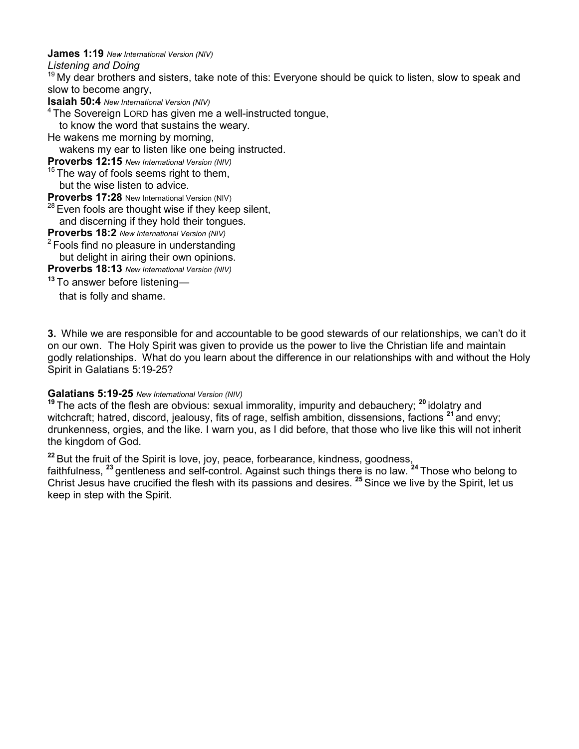**James 1:19** *New International Version (NIV)*

*Listening and Doing*

[19] My dear brothers and sisters, take note of this: Everyone should be quick to listen, slow to speak and slow to become angry,

**Isaiah 50:4** *New International Version (NIV)*

[4] The Sovereign LORD has given me a well-instructed tongue,
to know the word that sustains the weary.
He wakens me morning by morning,
wakens my ear to listen like one being instructed.

**Proverbs 12:15** *New International Version (NIV)*

[15] The way of fools seems right to them,
but the wise listen to advice.

**Proverbs 17:28** New International Version (NIV)

[28] Even fools are thought wise if they keep silent,
and discerning if they hold their tongues.

**Proverbs 18:2** *New International Version (NIV)*

[2] Fools find no pleasure in understanding
but delight in airing their own opinions.

**Proverbs 18:13** *New International Version (NIV)*

[13] To answer before listening—
that is folly and shame.

**3.** While we are responsible for and accountable to be good stewards of our relationships, we can't do it on our own. The Holy Spirit was given to provide us the power to live the Christian life and maintain godly relationships. What do you learn about the difference in our relationships with and without the Holy Spirit in Galatians 5:19-25?

**Galatians 5:19-25** *New International Version (NIV)*

[19] The acts of the flesh are obvious: sexual immorality, impurity and debauchery; [20] idolatry and witchcraft; hatred, discord, jealousy, fits of rage, selfish ambition, dissensions, factions [21] and envy; drunkenness, orgies, and the like. I warn you, as I did before, that those who live like this will not inherit the kingdom of God.

[22] But the fruit of the Spirit is love, joy, peace, forbearance, kindness, goodness, faithfulness, [23] gentleness and self-control. Against such things there is no law. [24] Those who belong to Christ Jesus have crucified the flesh with its passions and desires. [25] Since we live by the Spirit, let us keep in step with the Spirit.